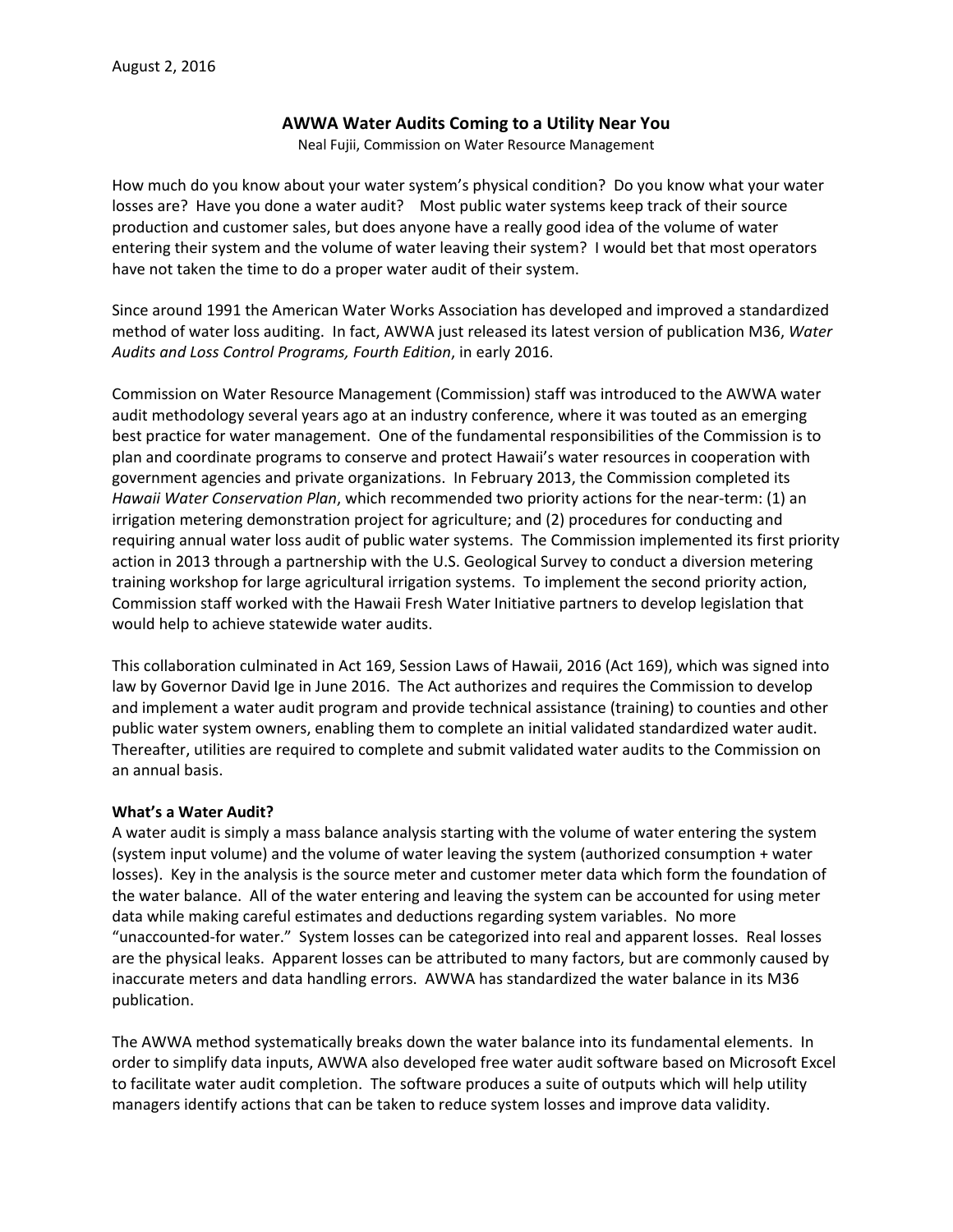August 2, 2016

# AWWA Water Audits Coming to a Utility Near You

Neal Fujii, Commission on Water Resource Management

How much do you know about your water system's physical condition? Do you know what your water losses are? Have you done a water audit? Most public water systems keep track of their source production and customer sales, but does anyone have a really good idea of the volume of water entering their system and the volume of water leaving their system? I would bet that most operators have not taken the time to do a proper water audit of their system.

Since around 1991 the American Water Works Association has developed and improved a standardized method of water loss auditing. In fact, AWWA just released its latest version of publication M36, *Water Audits and Loss Control Programs, Fourth Edition*, in early 2016.

Commission on Water Resource Management (Commission) staff was introduced to the AWWA water audit methodology several years ago at an industry conference, where it was touted as an emerging best practice for water management. One of the fundamental responsibilities of the Commission is to plan and coordinate programs to conserve and protect Hawaii's water resources in cooperation with government agencies and private organizations. In February 2013, the Commission completed its *Hawaii Water Conservation Plan*, which recommended two priority actions for the near-term: (1) an irrigation metering demonstration project for agriculture; and (2) procedures for conducting and requiring annual water loss audit of public water systems. The Commission implemented its first priority action in 2013 through a partnership with the U.S. Geological Survey to conduct a diversion metering training workshop for large agricultural irrigation systems. To implement the second priority action, Commission staff worked with the Hawaii Fresh Water Initiative partners to develop legislation that would help to achieve statewide water audits.

This collaboration culminated in Act 169, Session Laws of Hawaii, 2016 (Act 169), which was signed into law by Governor David Ige in June 2016. The Act authorizes and requires the Commission to develop and implement a water audit program and provide technical assistance (training) to counties and other public water system owners, enabling them to complete an initial validated standardized water audit. Thereafter, utilities are required to complete and submit validated water audits to the Commission on an annual basis.

**What's a Water Audit?**

A water audit is simply a mass balance analysis starting with the volume of water entering the system (system input volume) and the volume of water leaving the system (authorized consumption + water losses). Key in the analysis is the source meter and customer meter data which form the foundation of the water balance. All of the water entering and leaving the system can be accounted for using meter data while making careful estimates and deductions regarding system variables. No more "unaccounted-for water." System losses can be categorized into real and apparent losses. Real losses are the physical leaks. Apparent losses can be attributed to many factors, but are commonly caused by inaccurate meters and data handling errors. AWWA has standardized the water balance in its M36 publication.

The AWWA method systematically breaks down the water balance into its fundamental elements. In order to simplify data inputs, AWWA also developed free water audit software based on Microsoft Excel to facilitate water audit completion. The software produces a suite of outputs which will help utility managers identify actions that can be taken to reduce system losses and improve data validity.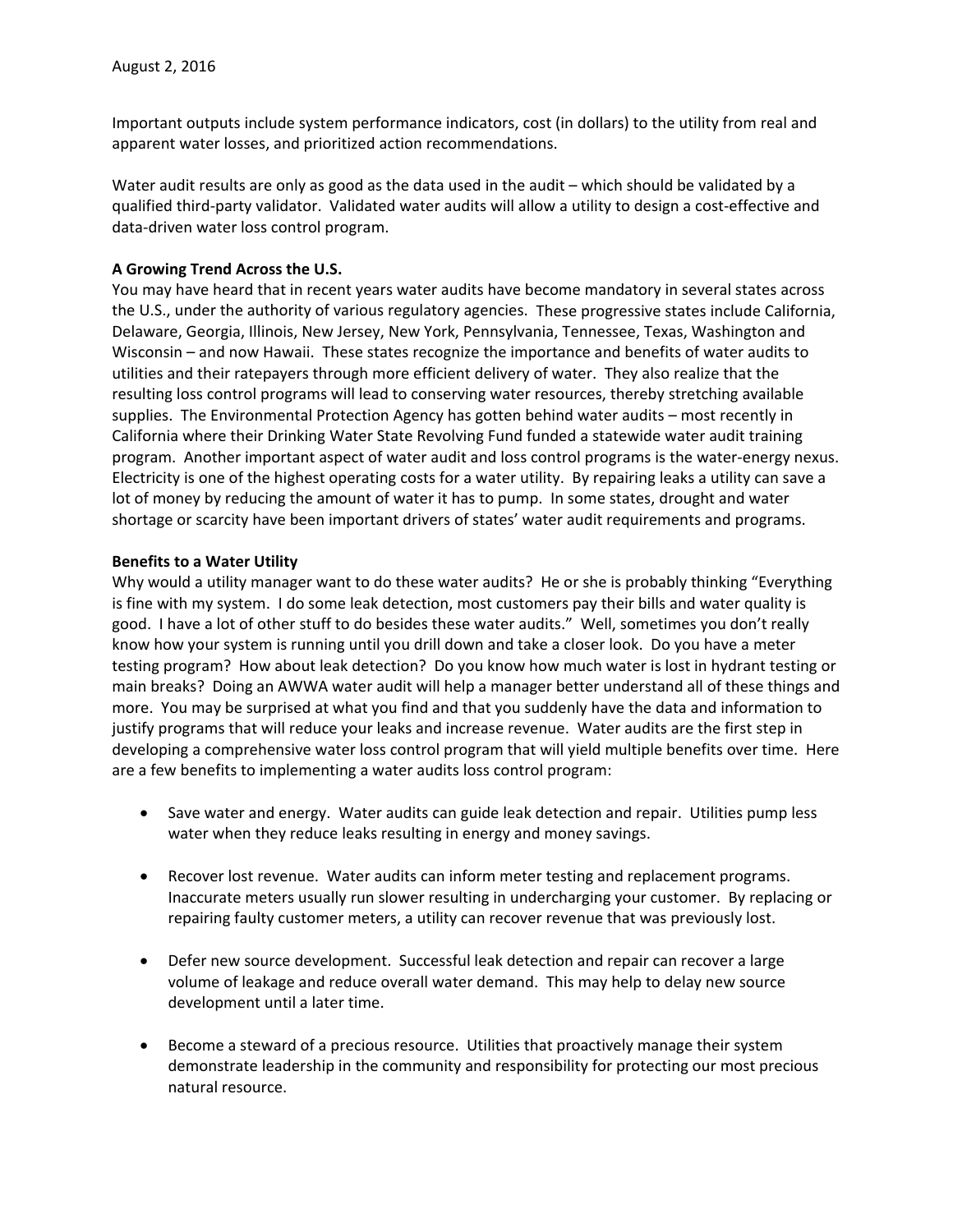Important outputs include system performance indicators, cost (in dollars) to the utility from real and apparent water losses, and prioritized action recommendations.

Water audit results are only as good as the data used in the audit – which should be validated by a qualified third-party validator. Validated water audits will allow a utility to design a cost-effective and data-driven water loss control program.

**A Growing Trend Across the U.S.**

You may have heard that in recent years water audits have become mandatory in several states across the U.S., under the authority of various regulatory agencies. These progressive states include California, Delaware, Georgia, Illinois, New Jersey, New York, Pennsylvania, Tennessee, Texas, Washington and Wisconsin – and now Hawaii. These states recognize the importance and benefits of water audits to utilities and their ratepayers through more efficient delivery of water. They also realize that the resulting loss control programs will lead to conserving water resources, thereby stretching available supplies. The Environmental Protection Agency has gotten behind water audits – most recently in California where their Drinking Water State Revolving Fund funded a statewide water audit training program. Another important aspect of water audit and loss control programs is the water-energy nexus. Electricity is one of the highest operating costs for a water utility. By repairing leaks a utility can save a lot of money by reducing the amount of water it has to pump. In some states, drought and water shortage or scarcity have been important drivers of states' water audit requirements and programs.

**Benefits to a Water Utility**

Why would a utility manager want to do these water audits? He or she is probably thinking "Everything is fine with my system. I do some leak detection, most customers pay their bills and water quality is good. I have a lot of other stuff to do besides these water audits." Well, sometimes you don't really know how your system is running until you drill down and take a closer look. Do you have a meter testing program? How about leak detection? Do you know how much water is lost in hydrant testing or main breaks? Doing an AWWA water audit will help a manager better understand all of these things and more. You may be surprised at what you find and that you suddenly have the data and information to justify programs that will reduce your leaks and increase revenue. Water audits are the first step in developing a comprehensive water loss control program that will yield multiple benefits over time. Here are a few benefits to implementing a water audits loss control program:

- Save water and energy. Water audits can guide leak detection and repair. Utilities pump less water when they reduce leaks resulting in energy and money savings.

- Recover lost revenue. Water audits can inform meter testing and replacement programs. Inaccurate meters usually run slower resulting in undercharging your customer. By replacing or repairing faulty customer meters, a utility can recover revenue that was previously lost.

- Defer new source development. Successful leak detection and repair can recover a large volume of leakage and reduce overall water demand. This may help to delay new source development until a later time.

- Become a steward of a precious resource. Utilities that proactively manage their system demonstrate leadership in the community and responsibility for protecting our most precious natural resource.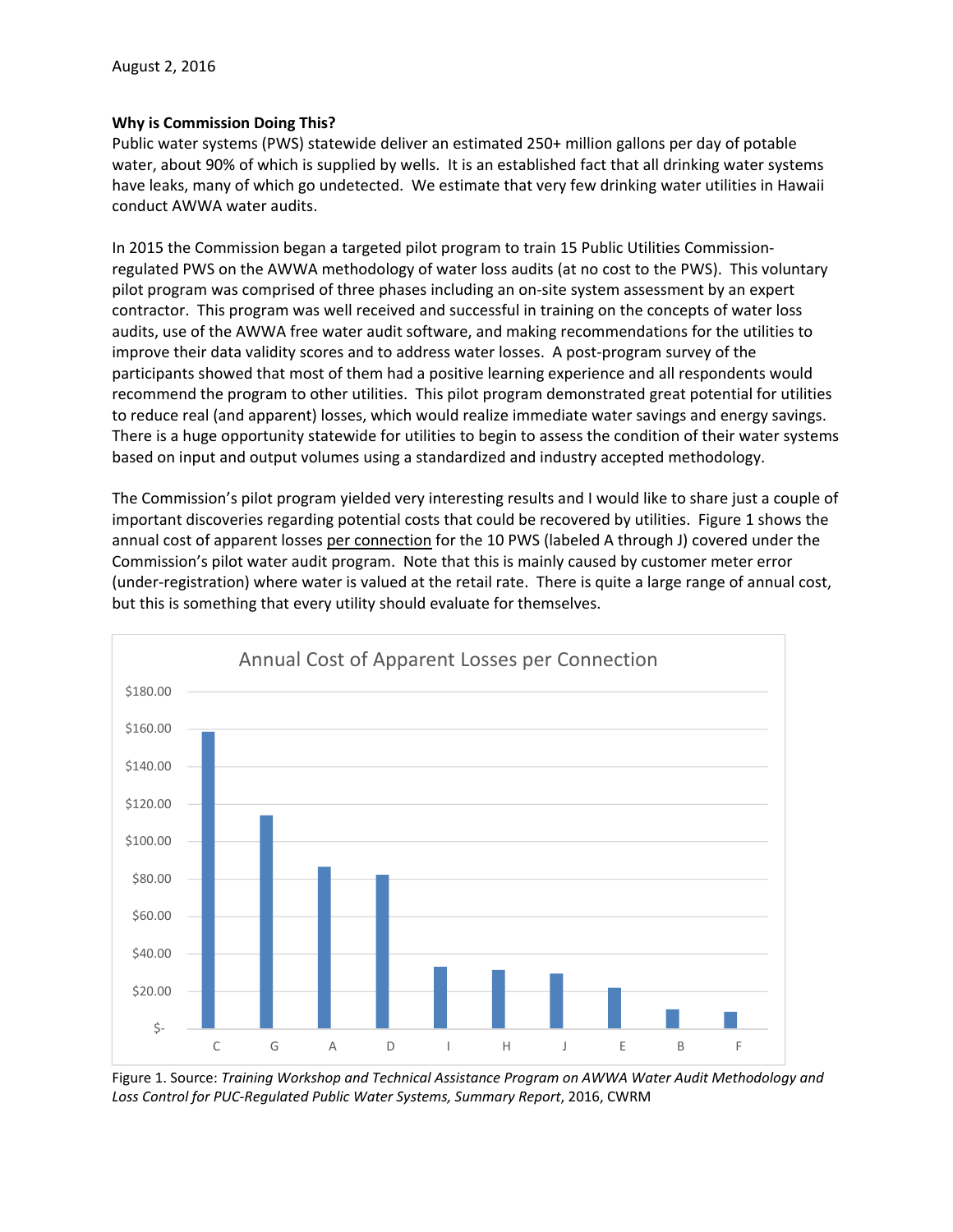**Why is Commission Doing This?**

Public water systems (PWS) statewide deliver an estimated 250+ million gallons per day of potable water, about 90% of which is supplied by wells. It is an established fact that all drinking water systems have leaks, many of which go undetected. We estimate that very few drinking water utilities in Hawaii conduct AWWA water audits.

In 2015 the Commission began a targeted pilot program to train 15 Public Utilities Commission-regulated PWS on the AWWA methodology of water loss audits (at no cost to the PWS). This voluntary pilot program was comprised of three phases including an on-site system assessment by an expert contractor. This program was well received and successful in training on the concepts of water loss audits, use of the AWWA free water audit software, and making recommendations for the utilities to improve their data validity scores and to address water losses. A post-program survey of the participants showed that most of them had a positive learning experience and all respondents would recommend the program to other utilities. This pilot program demonstrated great potential for utilities to reduce real (and apparent) losses, which would realize immediate water savings and energy savings. There is a huge opportunity statewide for utilities to begin to assess the condition of their water systems based on input and output volumes using a standardized and industry accepted methodology.

The Commission's pilot program yielded very interesting results and I would like to share just a couple of important discoveries regarding potential costs that could be recovered by utilities. Figure 1 shows the annual cost of apparent losses <u>per connection</u> for the 10 PWS (labeled A through J) covered under the Commission's pilot water audit program. Note that this is mainly caused by customer meter error (under-registration) where water is valued at the retail rate. There is quite a large range of annual cost, but this is something that every utility should evaluate for themselves.

Figure 1. Source: *Training Workshop and Technical Assistance Program on AWWA Water Audit Methodology and Loss Control for PUC-Regulated Public Water Systems, Summary Report*, 2016, CWRM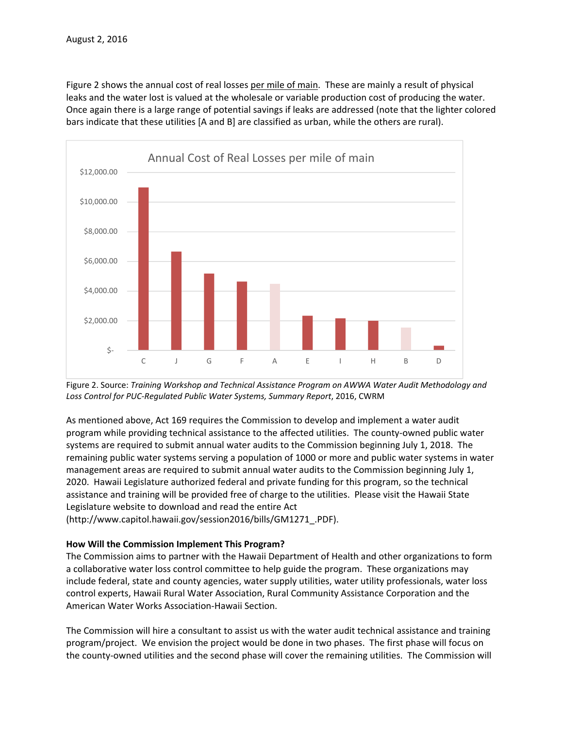Figure 2 shows the annual cost of real losses per mile of main. These are mainly a result of physical leaks and the water lost is valued at the wholesale or variable production cost of producing the water. Once again there is a large range of potential savings if leaks are addressed (note that the lighter colored bars indicate that these utilities [A and B] are classified as urban, while the others are rural).

Figure 2. Source: *Training Workshop and Technical Assistance Program on AWWA Water Audit Methodology and Loss Control for PUC-Regulated Public Water Systems, Summary Report*, 2016, CWRM

As mentioned above, Act 169 requires the Commission to develop and implement a water audit program while providing technical assistance to the affected utilities. The county-owned public water systems are required to submit annual water audits to the Commission beginning July 1, 2018. The remaining public water systems serving a population of 1000 or more and public water systems in water management areas are required to submit annual water audits to the Commission beginning July 1, 2020. Hawaii Legislature authorized federal and private funding for this program, so the technical assistance and training will be provided free of charge to the utilities. Please visit the Hawaii State Legislature website to download and read the entire Act (http://www.capitol.hawaii.gov/session2016/bills/GM1271_.PDF).

**How Will the Commission Implement This Program?**

The Commission aims to partner with the Hawaii Department of Health and other organizations to form a collaborative water loss control committee to help guide the program. These organizations may include federal, state and county agencies, water supply utilities, water utility professionals, water loss control experts, Hawaii Rural Water Association, Rural Community Assistance Corporation and the American Water Works Association-Hawaii Section.

The Commission will hire a consultant to assist us with the water audit technical assistance and training program/project. We envision the project would be done in two phases. The first phase will focus on the county-owned utilities and the second phase will cover the remaining utilities. The Commission will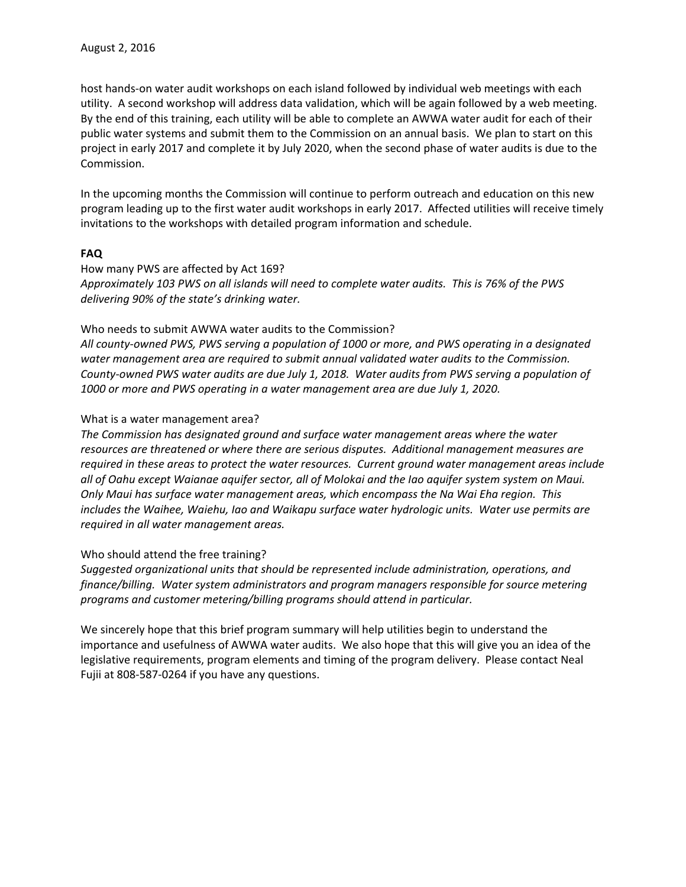host hands-on water audit workshops on each island followed by individual web meetings with each utility. A second workshop will address data validation, which will be again followed by a web meeting. By the end of this training, each utility will be able to complete an AWWA water audit for each of their public water systems and submit them to the Commission on an annual basis. We plan to start on this project in early 2017 and complete it by July 2020, when the second phase of water audits is due to the Commission.

In the upcoming months the Commission will continue to perform outreach and education on this new program leading up to the first water audit workshops in early 2017. Affected utilities will receive timely invitations to the workshops with detailed program information and schedule.

**FAQ**

How many PWS are affected by Act 169?
*Approximately 103 PWS on all islands will need to complete water audits. This is 76% of the PWS delivering 90% of the state's drinking water.*

Who needs to submit AWWA water audits to the Commission?
*All county-owned PWS, PWS serving a population of 1000 or more, and PWS operating in a designated water management area are required to submit annual validated water audits to the Commission. County-owned PWS water audits are due July 1, 2018. Water audits from PWS serving a population of 1000 or more and PWS operating in a water management area are due July 1, 2020.*

What is a water management area?
*The Commission has designated ground and surface water management areas where the water resources are threatened or where there are serious disputes. Additional management measures are required in these areas to protect the water resources. Current ground water management areas include all of Oahu except Waianae aquifer sector, all of Molokai and the Iao aquifer system system on Maui. Only Maui has surface water management areas, which encompass the Na Wai Eha region. This includes the Waihee, Waiehu, Iao and Waikapu surface water hydrologic units. Water use permits are required in all water management areas.*

Who should attend the free training?
*Suggested organizational units that should be represented include administration, operations, and finance/billing. Water system administrators and program managers responsible for source metering programs and customer metering/billing programs should attend in particular.*

We sincerely hope that this brief program summary will help utilities begin to understand the importance and usefulness of AWWA water audits. We also hope that this will give you an idea of the legislative requirements, program elements and timing of the program delivery. Please contact Neal Fujii at 808-587-0264 if you have any questions.